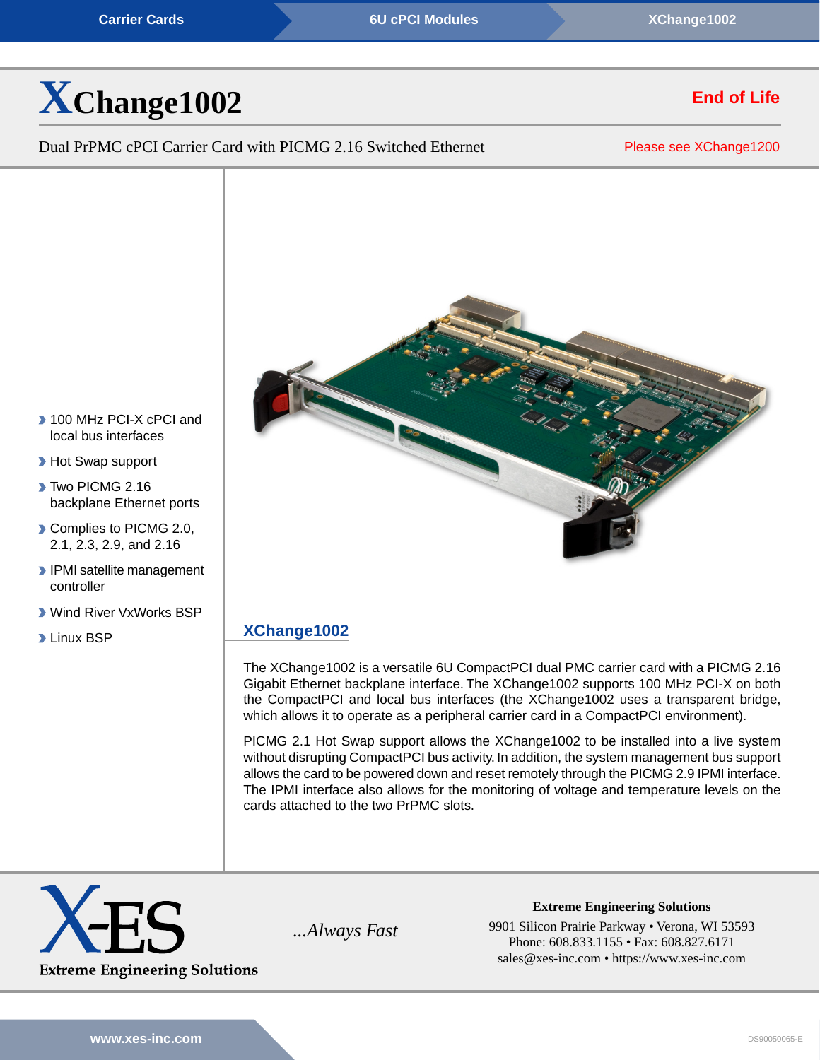Carrier Cards | 6U cPCI Modules | XChange1002

# XChange1002

**End of Life**

Dual PrPMC cPCI Carrier Card with PICMG 2.16 Switched Ethernet

Please see XChange1200

- 100 MHz PCI-X cPCI and local bus interfaces
- Hot Swap support
- Two PICMG 2.16 backplane Ethernet ports
- Complies to PICMG 2.0, 2.1, 2.3, 2.9, and 2.16
- IPMI satellite management controller
- Wind River VxWorks BSP
- Linux BSP

## XChange1002

The XChange1002 is a versatile 6U CompactPCI dual PMC carrier card with a PICMG 2.16 Gigabit Ethernet backplane interface. The XChange1002 supports 100 MHz PCI-X on both the CompactPCI and local bus interfaces (the XChange1002 uses a transparent bridge, which allows it to operate as a peripheral carrier card in a CompactPCI environment).

PICMG 2.1 Hot Swap support allows the XChange1002 to be installed into a live system without disrupting CompactPCI bus activity. In addition, the system management bus support allows the card to be powered down and reset remotely through the PICMG 2.9 IPMI interface. The IPMI interface also allows for the monitoring of voltage and temperature levels on the cards attached to the two PrPMC slots.

X-ES
Extreme Engineering Solutions

*...Always Fast*

**Extreme Engineering Solutions**
9901 Silicon Prairie Parkway • Verona, WI 53593
Phone: 608.833.1155 • Fax: 608.827.6171
sales@xes-inc.com • https://www.xes-inc.com

www.xes-inc.com

DS90050065-E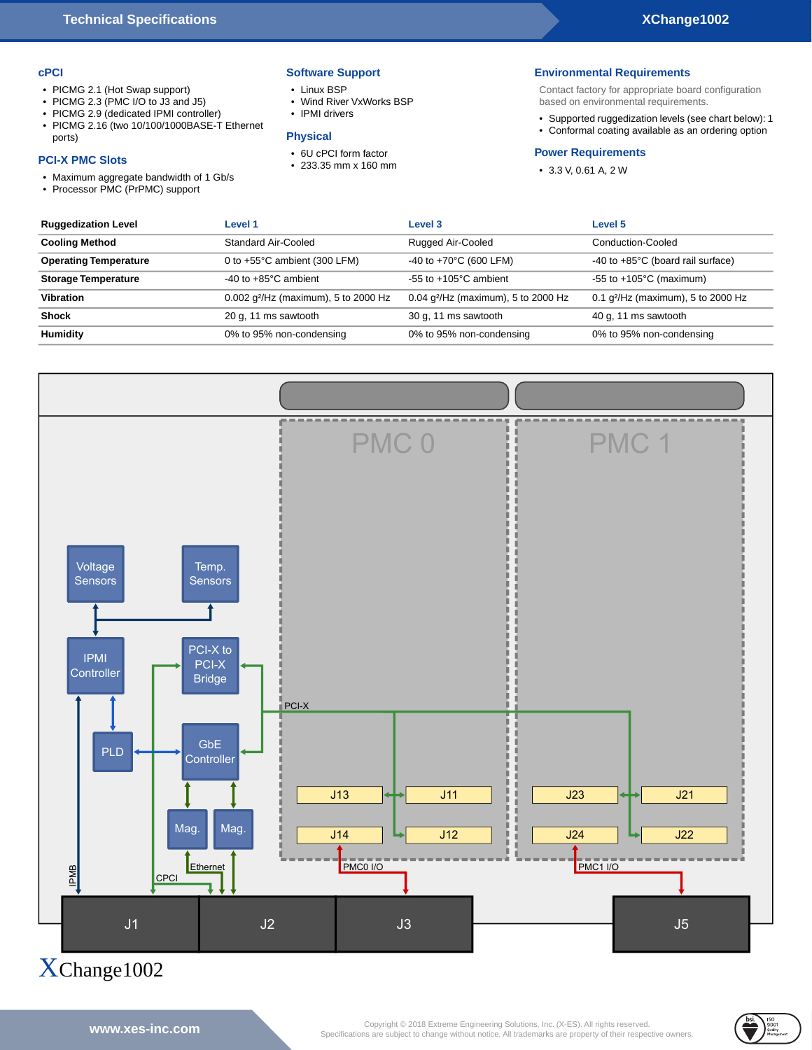## Technical Specifications

## XChange1002

### cPCI

- PICMG 2.1 (Hot Swap support)
- PICMG 2.3 (PMC I/O to J3 and J5)
- PICMG 2.9 (dedicated IPMI controller)
- PICMG 2.16 (two 10/100/1000BASE-T Ethernet ports)

### PCI-X PMC Slots

- Maximum aggregate bandwidth of 1 Gb/s
- Processor PMC (PrPMC) support

### Software Support

- Linux BSP
- Wind River VxWorks BSP
- IPMI drivers

### Physical

- 6U cPCI form factor
- 233.35 mm x 160 mm

### Environmental Requirements

Contact factory for appropriate board configuration based on environmental requirements.

- Supported ruggedization levels (see chart below): 1
- Conformal coating available as an ordering option

### Power Requirements

- 3.3 V, 0.61 A, 2 W

| Ruggedization Level | Level 1 | Level 3 | Level 5 |
|---|---|---|---|
| Cooling Method | Standard Air-Cooled | Rugged Air-Cooled | Conduction-Cooled |
| Operating Temperature | 0 to +55°C ambient (300 LFM) | -40 to +70°C (600 LFM) | -40 to +85°C (board rail surface) |
| Storage Temperature | -40 to +85°C ambient | -55 to +105°C ambient | -55 to +105°C (maximum) |
| Vibration | 0.002 g²/Hz (maximum), 5 to 2000 Hz | 0.04 g²/Hz (maximum), 5 to 2000 Hz | 0.1 g²/Hz (maximum), 5 to 2000 Hz |
| Shock | 20 g, 11 ms sawtooth | 30 g, 11 ms sawtooth | 40 g, 11 ms sawtooth |
| Humidity | 0% to 95% non-condensing | 0% to 95% non-condensing | 0% to 95% non-condensing |

PMC 0
PMC 1
Voltage Sensors
Temp. Sensors
IPMI Controller
PCI-X to PCI-X Bridge
PLD
GbE Controller
Mag.
Mag.
PCI-X
J13
J11
J14
J12
J23
J21
J24
J22
PMC0 I/O
PMC1 I/O
IPMB
CPCI
Ethernet
J1
J2
J3
J5

XChange1002